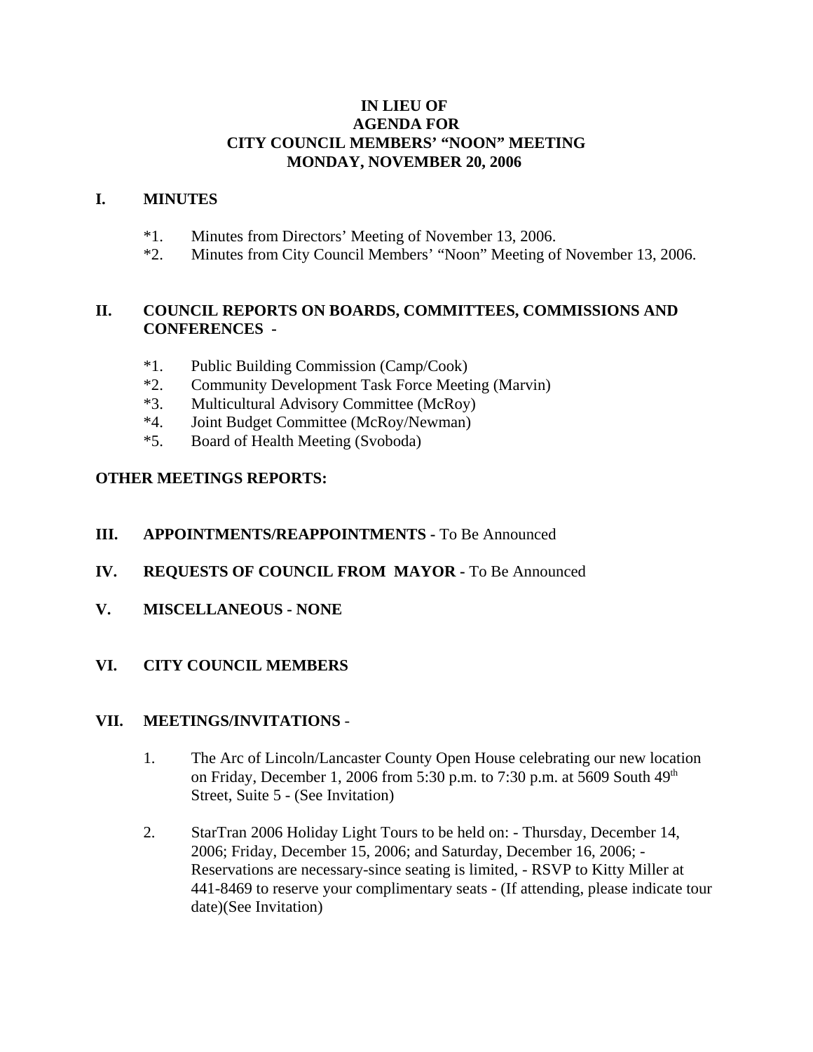# IN LIEU OF
# AGENDA FOR
# CITY COUNCIL MEMBERS' "NOON" MEETING
# MONDAY, NOVEMBER 20, 2006

## I. MINUTES

*1. Minutes from Directors' Meeting of November 13, 2006.
*2. Minutes from City Council Members' "Noon" Meeting of November 13, 2006.

## II. COUNCIL REPORTS ON BOARDS, COMMITTEES, COMMISSIONS AND CONFERENCES -

*1. Public Building Commission (Camp/Cook)
*2. Community Development Task Force Meeting (Marvin)
*3. Multicultural Advisory Committee (McRoy)
*4. Joint Budget Committee (McRoy/Newman)
*5. Board of Health Meeting (Svoboda)

## OTHER MEETINGS REPORTS:

## III. APPOINTMENTS/REAPPOINTMENTS - To Be Announced

## IV. REQUESTS OF COUNCIL FROM MAYOR - To Be Announced

## V. MISCELLANEOUS - NONE

## VI. CITY COUNCIL MEMBERS

## VII. MEETINGS/INVITATIONS -

1. The Arc of Lincoln/Lancaster County Open House celebrating our new location on Friday, December 1, 2006 from 5:30 p.m. to 7:30 p.m. at 5609 South 49th Street, Suite 5 - (See Invitation)

2. StarTran 2006 Holiday Light Tours to be held on: - Thursday, December 14, 2006; Friday, December 15, 2006; and Saturday, December 16, 2006; - Reservations are necessary-since seating is limited, - RSVP to Kitty Miller at 441-8469 to reserve your complimentary seats - (If attending, please indicate tour date)(See Invitation)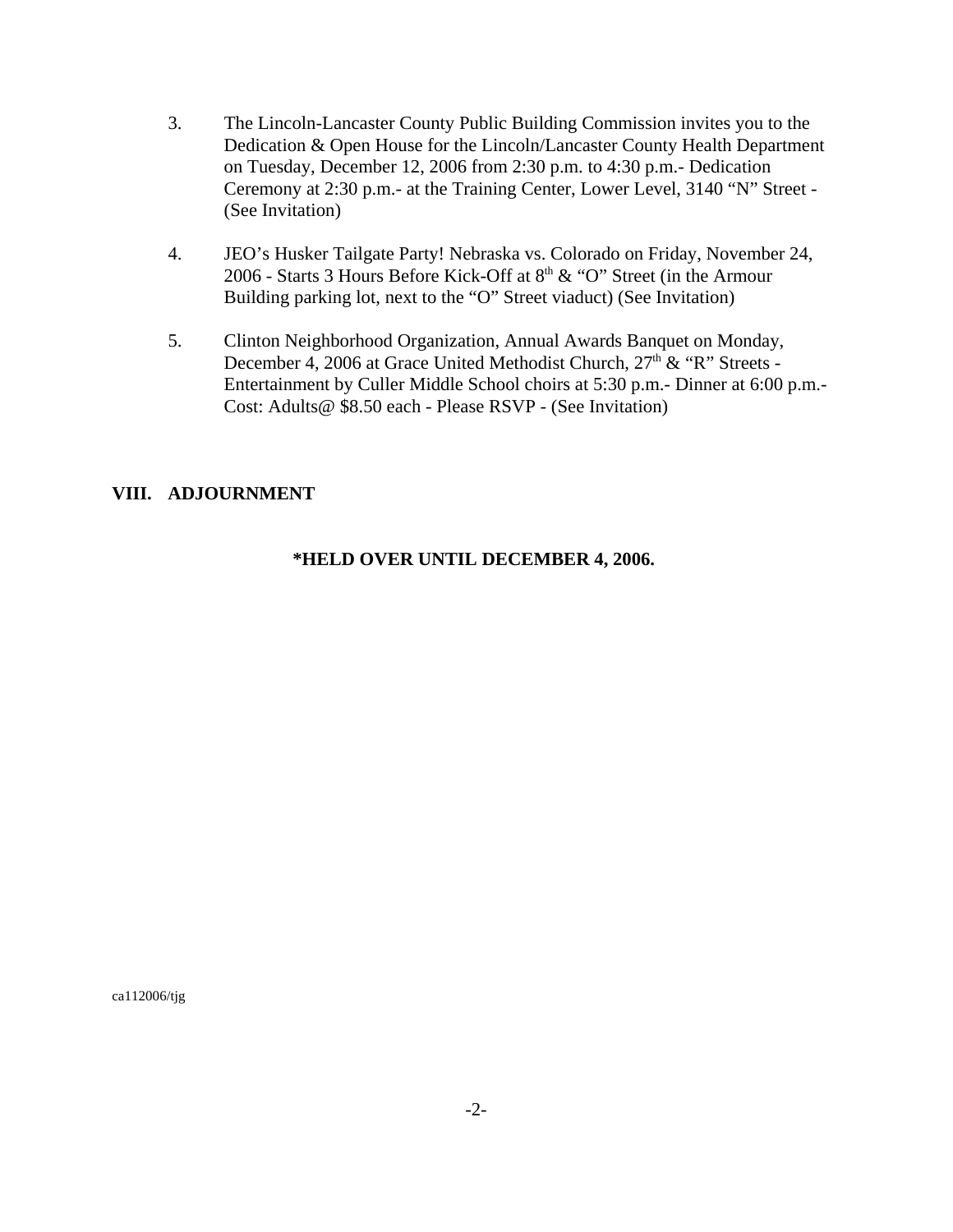3. The Lincoln-Lancaster County Public Building Commission invites you to the Dedication & Open House for the Lincoln/Lancaster County Health Department on Tuesday, December 12, 2006 from 2:30 p.m. to 4:30 p.m.- Dedication Ceremony at 2:30 p.m.- at the Training Center, Lower Level, 3140 "N" Street - (See Invitation)

4. JEO's Husker Tailgate Party! Nebraska vs. Colorado on Friday, November 24, 2006 - Starts 3 Hours Before Kick-Off at 8th & "O" Street (in the Armour Building parking lot, next to the "O" Street viaduct) (See Invitation)

5. Clinton Neighborhood Organization, Annual Awards Banquet on Monday, December 4, 2006 at Grace United Methodist Church, 27th & "R" Streets - Entertainment by Culler Middle School choirs at 5:30 p.m.- Dinner at 6:00 p.m.- Cost: Adults@ $8.50 each - Please RSVP - (See Invitation)

## VIII. ADJOURNMENT

**\*HELD OVER UNTIL DECEMBER 4, 2006.**

ca112006/tjg